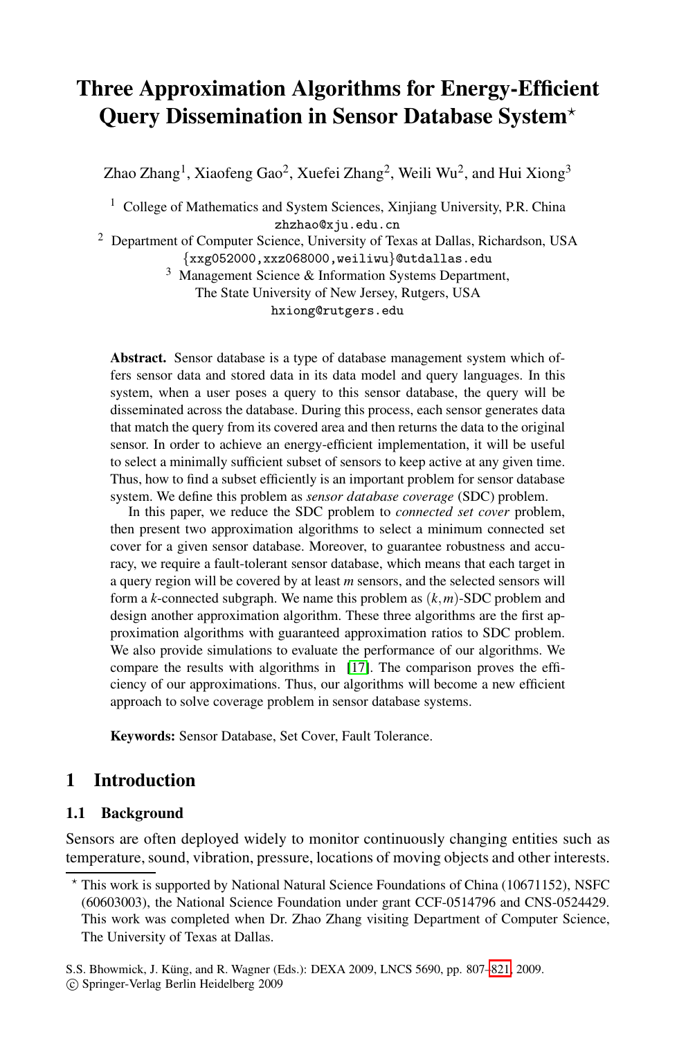# Three Approximation Algorithms for Energy-Efficient Query Dissemination in Sensor Database System*

Zhao Zhang[1], Xiaofeng Gao[2], Xuefei Zhang[2], Weili Wu[2], and Hui Xiong[3]

[1] College of Mathematics and System Sciences, Xinjiang University, P.R. China
zhzhao@xju.edu.cn

[2] Department of Computer Science, University of Texas at Dallas, Richardson, USA
{xxg052000,xxz068000,weiliwu}@utdallas.edu

[3] Management Science & Information Systems Department,
The State University of New Jersey, Rutgers, USA
hxiong@rutgers.edu

**Abstract.** Sensor database is a type of database management system which offers sensor data and stored data in its data model and query languages. In this system, when a user poses a query to this sensor database, the query will be disseminated across the database. During this process, each sensor generates data that match the query from its covered area and then returns the data to the original sensor. In order to achieve an energy-efficient implementation, it will be useful to select a minimally sufficient subset of sensors to keep active at any given time. Thus, how to find a subset efficiently is an important problem for sensor database system. We define this problem as *sensor database coverage* (SDC) problem.

In this paper, we reduce the SDC problem to *connected set cover* problem, then present two approximation algorithms to select a minimum connected set cover for a given sensor database. Moreover, to guarantee robustness and accuracy, we require a fault-tolerant sensor database, which means that each target in a query region will be covered by at least *m* sensors, and the selected sensors will form a *k*-connected subgraph. We name this problem as $(k,m)$-SDC problem and design another approximation algorithm. These three algorithms are the first approximation algorithms with guaranteed approximation ratios to SDC problem. We also provide simulations to evaluate the performance of our algorithms. We compare the results with algorithms in [17]. The comparison proves the efficiency of our approximations. Thus, our algorithms will become a new efficient approach to solve coverage problem in sensor database systems.

**Keywords:** Sensor Database, Set Cover, Fault Tolerance.

## 1 Introduction

### 1.1 Background

Sensors are often deployed widely to monitor continuously changing entities such as temperature, sound, vibration, pressure, locations of moving objects and other interests.

* This work is supported by National Natural Science Foundations of China (10671152), NSFC (60603003), the National Science Foundation under grant CCF-0514796 and CNS-0524429. This work was completed when Dr. Zhao Zhang visiting Department of Computer Science, The University of Texas at Dallas.

S.S. Bhowmick, J. Küng, and R. Wagner (Eds.): DEXA 2009, LNCS 5690, pp. 807–821, 2009.
© Springer-Verlag Berlin Heidelberg 2009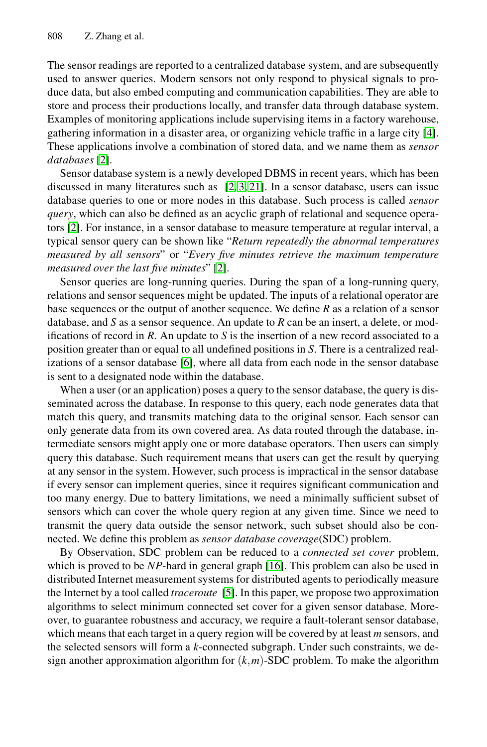The sensor readings are reported to a centralized database system, and are subsequently used to answer queries. Modern sensors not only respond to physical signals to produce data, but also embed computing and communication capabilities. They are able to store and process their productions locally, and transfer data through database system. Examples of monitoring applications include supervising items in a factory warehouse, gathering information in a disaster area, or organizing vehicle traffic in a large city [4]. These applications involve a combination of stored data, and we name them as *sensor databases* [2].

Sensor database system is a newly developed DBMS in recent years, which has been discussed in many literatures such as [2, 3, 21]. In a sensor database, users can issue database queries to one or more nodes in this database. Such process is called *sensor query*, which can also be defined as an acyclic graph of relational and sequence operators [2]. For instance, in a sensor database to measure temperature at regular interval, a typical sensor query can be shown like "*Return repeatedly the abnormal temperatures measured by all sensors*" or "*Every five minutes retrieve the maximum temperature measured over the last five minutes*" [2].

Sensor queries are long-running queries. During the span of a long-running query, relations and sensor sequences might be updated. The inputs of a relational operator are base sequences or the output of another sequence. We define *R* as a relation of a sensor database, and *S* as a sensor sequence. An update to *R* can be an insert, a delete, or modifications of record in *R*. An update to *S* is the insertion of a new record associated to a position greater than or equal to all undefined positions in *S*. There is a centralized realizations of a sensor database [6], where all data from each node in the sensor database is sent to a designated node within the database.

When a user (or an application) poses a query to the sensor database, the query is disseminated across the database. In response to this query, each node generates data that match this query, and transmits matching data to the original sensor. Each sensor can only generate data from its own covered area. As data routed through the database, intermediate sensors might apply one or more database operators. Then users can simply query this database. Such requirement means that users can get the result by querying at any sensor in the system. However, such process is impractical in the sensor database if every sensor can implement queries, since it requires significant communication and too many energy. Due to battery limitations, we need a minimally sufficient subset of sensors which can cover the whole query region at any given time. Since we need to transmit the query data outside the sensor network, such subset should also be connected. We define this problem as *sensor database coverage*(SDC) problem.

By Observation, SDC problem can be reduced to a *connected set cover* problem, which is proved to be *NP*-hard in general graph [16]. This problem can also be used in distributed Internet measurement systems for distributed agents to periodically measure the Internet by a tool called *traceroute* [5]. In this paper, we propose two approximation algorithms to select minimum connected set cover for a given sensor database. Moreover, to guarantee robustness and accuracy, we require a fault-tolerant sensor database, which means that each target in a query region will be covered by at least *m* sensors, and the selected sensors will form a *k*-connected subgraph. Under such constraints, we design another approximation algorithm for $(k,m)$-SDC problem. To make the algorithm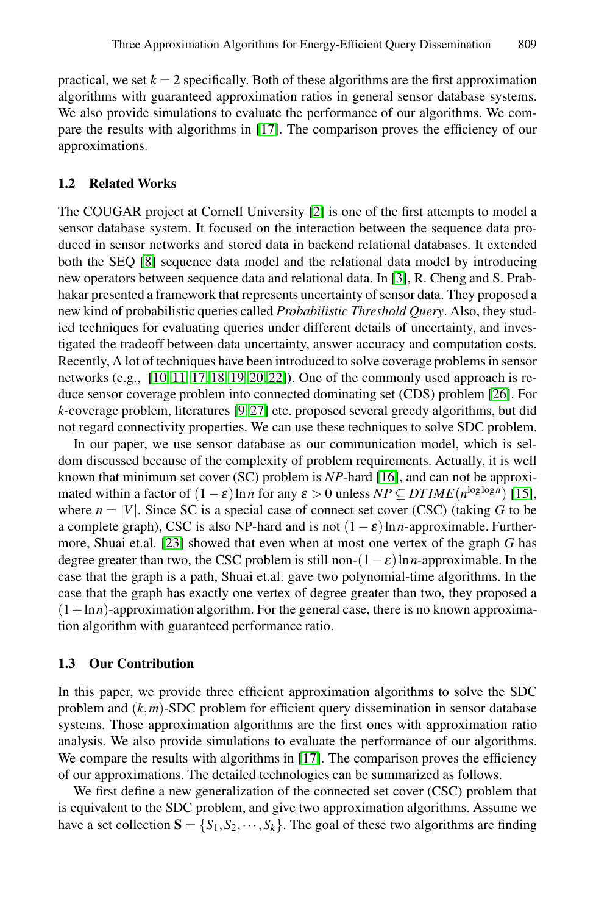practical, we set $k = 2$ specifically. Both of these algorithms are the first approximation algorithms with guaranteed approximation ratios in general sensor database systems. We also provide simulations to evaluate the performance of our algorithms. We compare the results with algorithms in [17]. The comparison proves the efficiency of our approximations.

### 1.2 Related Works

The COUGAR project at Cornell University [2] is one of the first attempts to model a sensor database system. It focused on the interaction between the sequence data produced in sensor networks and stored data in backend relational databases. It extended both the SEQ [8] sequence data model and the relational data model by introducing new operators between sequence data and relational data. In [3], R. Cheng and S. Prabhakar presented a framework that represents uncertainty of sensor data. They proposed a new kind of probabilistic queries called *Probabilistic Threshold Query*. Also, they studied techniques for evaluating queries under different details of uncertainty, and investigated the tradeoff between data uncertainty, answer accuracy and computation costs. Recently, A lot of techniques have been introduced to solve coverage problems in sensor networks (e.g., [10, 11, 17, 18, 19, 20, 22]). One of the commonly used approach is reduce sensor coverage problem into connected dominating set (CDS) problem [26]. For $k$-coverage problem, literatures [9, 27] etc. proposed several greedy algorithms, but did not regard connectivity properties. We can use these techniques to solve SDC problem.

In our paper, we use sensor database as our communication model, which is seldom discussed because of the complexity of problem requirements. Actually, it is well known that minimum set cover (SC) problem is *NP*-hard [16], and can not be approximated within a factor of $(1-\varepsilon)\ln n$ for any $\varepsilon > 0$ unless $NP \subseteq DTIME(n^{\log\log n})$ [15], where $n = |V|$. Since SC is a special case of connect set cover (CSC) (taking $G$ to be a complete graph), CSC is also NP-hard and is not $(1-\varepsilon)\ln n$-approximable. Furthermore, Shuai et.al. [23] showed that even when at most one vertex of the graph $G$ has degree greater than two, the CSC problem is still non-$(1-\varepsilon)\ln n$-approximable. In the case that the graph is a path, Shuai et.al. gave two polynomial-time algorithms. In the case that the graph has exactly one vertex of degree greater than two, they proposed a $(1+\ln n)$-approximation algorithm. For the general case, there is no known approximation algorithm with guaranteed performance ratio.

### 1.3 Our Contribution

In this paper, we provide three efficient approximation algorithms to solve the SDC problem and $(k,m)$-SDC problem for efficient query dissemination in sensor database systems. Those approximation algorithms are the first ones with approximation ratio analysis. We also provide simulations to evaluate the performance of our algorithms. We compare the results with algorithms in [17]. The comparison proves the efficiency of our approximations. The detailed technologies can be summarized as follows.

We first define a new generalization of the connected set cover (CSC) problem that is equivalent to the SDC problem, and give two approximation algorithms. Assume we have a set collection $\mathbf{S} = \{S_1, S_2, \cdots, S_k\}$. The goal of these two algorithms are finding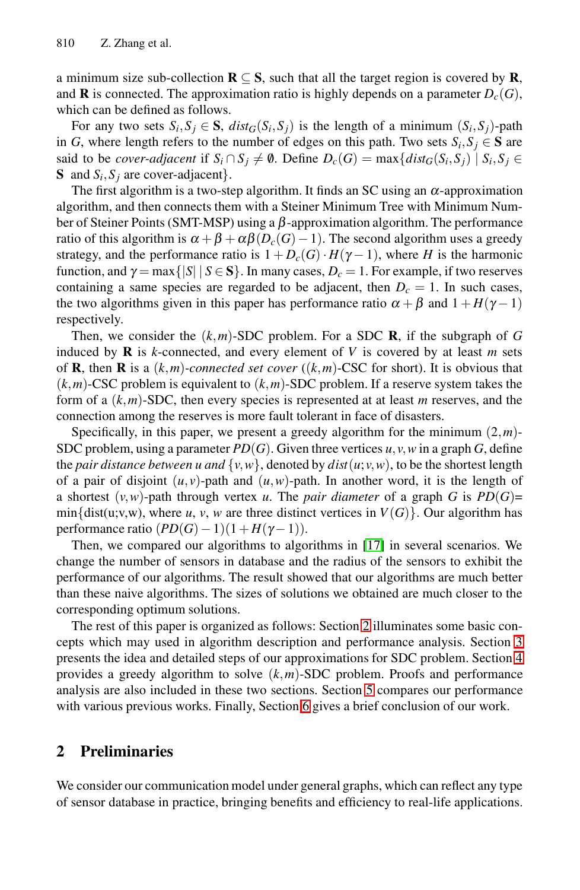a minimum size sub-collection $\mathbf{R} \subseteq \mathbf{S}$, such that all the target region is covered by $\mathbf{R}$, and $\mathbf{R}$ is connected. The approximation ratio is highly depends on a parameter $D_c(G)$, which can be defined as follows.

For any two sets $S_i, S_j \in \mathbf{S}$, $dist_G(S_i, S_j)$ is the length of a minimum $(S_i, S_j)$-path in $G$, where length refers to the number of edges on this path. Two sets $S_i, S_j \in \mathbf{S}$ are said to be *cover-adjacent* if $S_i \cap S_j \neq \emptyset$. Define $D_c(G) = \max\{dist_G(S_i, S_j) \mid S_i, S_j \in \mathbf{S}$ and $S_i, S_j$ are cover-adjacent$\}$.

The first algorithm is a two-step algorithm. It finds an SC using an $\alpha$-approximation algorithm, and then connects them with a Steiner Minimum Tree with Minimum Number of Steiner Points (SMT-MSP) using a $\beta$-approximation algorithm. The performance ratio of this algorithm is $\alpha + \beta + \alpha\beta(D_c(G) - 1)$. The second algorithm uses a greedy strategy, and the performance ratio is $1 + D_c(G) \cdot H(\gamma - 1)$, where $H$ is the harmonic function, and $\gamma = \max\{|S| \mid S \in \mathbf{S}\}$. In many cases, $D_c = 1$. For example, if two reserves containing a same species are regarded to be adjacent, then $D_c = 1$. In such cases, the two algorithms given in this paper has performance ratio $\alpha + \beta$ and $1 + H(\gamma - 1)$ respectively.

Then, we consider the $(k,m)$-SDC problem. For a SDC $\mathbf{R}$, if the subgraph of $G$ induced by $\mathbf{R}$ is $k$-connected, and every element of $V$ is covered by at least $m$ sets of $\mathbf{R}$, then $\mathbf{R}$ is a *$(k,m)$-connected set cover* ($(k,m)$-CSC for short). It is obvious that $(k,m)$-CSC problem is equivalent to $(k,m)$-SDC problem. If a reserve system takes the form of a $(k,m)$-SDC, then every species is represented at at least $m$ reserves, and the connection among the reserves is more fault tolerant in face of disasters.

Specifically, in this paper, we present a greedy algorithm for the minimum $(2,m)$-SDC problem, using a parameter $PD(G)$. Given three vertices $u, v, w$ in a graph $G$, define the *pair distance between $u$ and $\{v,w\}$*, denoted by $dist(u; v, w)$, to be the shortest length of a pair of disjoint $(u,v)$-path and $(u,w)$-path. In another word, it is the length of a shortest $(v,w)$-path through vertex $u$. The *pair diameter* of a graph $G$ is $PD(G)$= min{dist(u;v,w), where $u$, $v$, $w$ are three distinct vertices in $V(G)$}. Our algorithm has performance ratio $(PD(G) - 1)(1 + H(\gamma - 1))$.

Then, we compared our algorithms to algorithms in [17] in several scenarios. We change the number of sensors in database and the radius of the sensors to exhibit the performance of our algorithms. The result showed that our algorithms are much better than these naive algorithms. The sizes of solutions we obtained are much closer to the corresponding optimum solutions.

The rest of this paper is organized as follows: Section 2 illuminates some basic concepts which may used in algorithm description and performance analysis. Section 3 presents the idea and detailed steps of our approximations for SDC problem. Section 4 provides a greedy algorithm to solve $(k,m)$-SDC problem. Proofs and performance analysis are also included in these two sections. Section 5 compares our performance with various previous works. Finally, Section 6 gives a brief conclusion of our work.

## 2 Preliminaries

We consider our communication model under general graphs, which can reflect any type of sensor database in practice, bringing benefits and efficiency to real-life applications.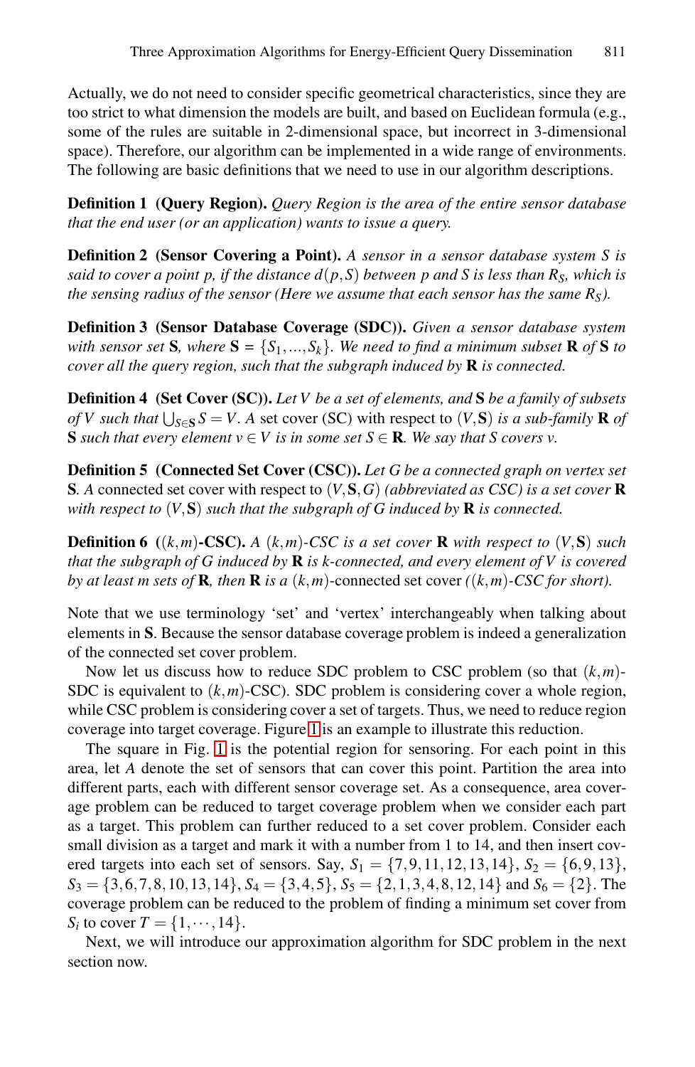Actually, we do not need to consider specific geometrical characteristics, since they are too strict to what dimension the models are built, and based on Euclidean formula (e.g., some of the rules are suitable in 2-dimensional space, but incorrect in 3-dimensional space). Therefore, our algorithm can be implemented in a wide range of environments. The following are basic definitions that we need to use in our algorithm descriptions.

**Definition 1 (Query Region).** *Query Region is the area of the entire sensor database that the end user (or an application) wants to issue a query.*

**Definition 2 (Sensor Covering a Point).** *A sensor in a sensor database system $S$ is said to cover a point $p$, if the distance $d(p,S)$ between $p$ and $S$ is less than $R_S$, which is the sensing radius of the sensor (Here we assume that each sensor has the same $R_S$).*

**Definition 3 (Sensor Database Coverage (SDC)).** *Given a sensor database system with sensor set $\mathbf{S}$, where $\mathbf{S} = \{S_1,...,S_k\}$. We need to find a minimum subset $\mathbf{R}$ of $\mathbf{S}$ to cover all the query region, such that the subgraph induced by $\mathbf{R}$ is connected.*

**Definition 4 (Set Cover (SC)).** *Let $V$ be a set of elements, and $\mathbf{S}$ be a family of subsets of $V$ such that $\bigcup_{S\in\mathbf{S}} S = V$. A* set cover (SC) with respect to $(V,\mathbf{S})$ *is a sub-family $\mathbf{R}$ of $\mathbf{S}$ such that every element $v \in V$ is in some set $S \in \mathbf{R}$. We say that $S$ covers $v$.*

**Definition 5 (Connected Set Cover (CSC)).** *Let $G$ be a connected graph on vertex set $\mathbf{S}$. A* connected set cover with respect to $(V,\mathbf{S},G)$ *(abbreviated as CSC) is a set cover $\mathbf{R}$ with respect to $(V,\mathbf{S})$ such that the subgraph of $G$ induced by $\mathbf{R}$ is connected.*

**Definition 6 ($(k,m)$-CSC).** *A $(k,m)$-CSC is a set cover $\mathbf{R}$ with respect to $(V,\mathbf{S})$ such that the subgraph of $G$ induced by $\mathbf{R}$ is $k$-connected, and every element of $V$ is covered by at least $m$ sets of $\mathbf{R}$, then $\mathbf{R}$ is a $(k,m)$*-connected set cover *($(k,m)$-CSC for short).*

Note that we use terminology 'set' and 'vertex' interchangeably when talking about elements in $\mathbf{S}$. Because the sensor database coverage problem is indeed a generalization of the connected set cover problem.

Now let us discuss how to reduce SDC problem to CSC problem (so that $(k,m)$-SDC is equivalent to $(k,m)$-CSC). SDC problem is considering cover a whole region, while CSC problem is considering cover a set of targets. Thus, we need to reduce region coverage into target coverage. Figure 1 is an example to illustrate this reduction.

The square in Fig. 1 is the potential region for sensoring. For each point in this area, let $A$ denote the set of sensors that can cover this point. Partition the area into different parts, each with different sensor coverage set. As a consequence, area coverage problem can be reduced to target coverage problem when we consider each part as a target. This problem can further reduced to a set cover problem. Consider each small division as a target and mark it with a number from 1 to 14, and then insert covered targets into each set of sensors. Say, $S_1 = \{7,9,11,12,13,14\}$, $S_2 = \{6,9,13\}$, $S_3 = \{3,6,7,8,10,13,14\}$, $S_4 = \{3,4,5\}$, $S_5 = \{2,1,3,4,8,12,14\}$ and $S_6 = \{2\}$. The coverage problem can be reduced to the problem of finding a minimum set cover from $S_i$ to cover $T = \{1,\cdots,14\}$.

Next, we will introduce our approximation algorithm for SDC problem in the next section now.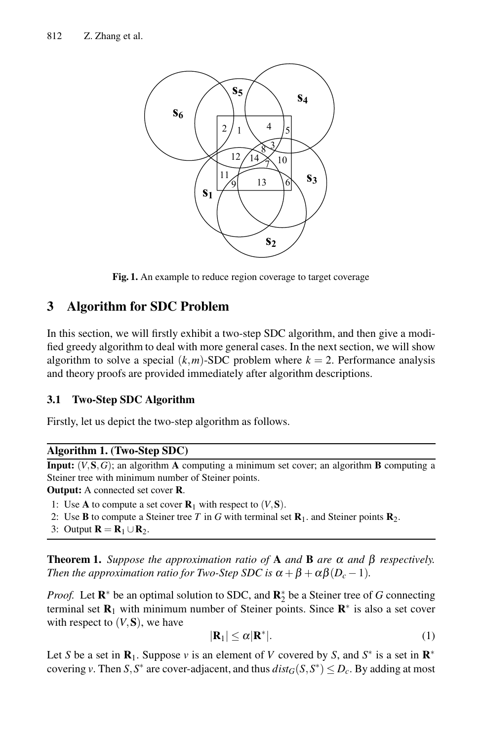Fig. 1. An example to reduce region coverage to target coverage

## 3 Algorithm for SDC Problem

In this section, we will firstly exhibit a two-step SDC algorithm, and then give a modified greedy algorithm to deal with more general cases. In the next section, we will show algorithm to solve a special $(k,m)$-SDC problem where $k = 2$. Performance analysis and theory proofs are provided immediately after algorithm descriptions.

### 3.1 Two-Step SDC Algorithm

Firstly, let us depict the two-step algorithm as follows.

**Algorithm 1. (Two-Step SDC)**

**Input:** $(V, \mathbf{S}, G)$; an algorithm **A** computing a minimum set cover; an algorithm **B** computing a Steiner tree with minimum number of Steiner points.

**Output:** A connected set cover **R**.

1: Use **A** to compute a set cover $\mathbf{R}_1$ with respect to $(V, \mathbf{S})$.
2: Use **B** to compute a Steiner tree $T$ in $G$ with terminal set $\mathbf{R}_1$. and Steiner points $\mathbf{R}_2$.
3: Output $\mathbf{R} = \mathbf{R}_1 \cup \mathbf{R}_2$.

**Theorem 1.** *Suppose the approximation ratio of* **A** *and* **B** *are* $\alpha$ *and* $\beta$ *respectively. Then the approximation ratio for Two-Step SDC is* $\alpha + \beta + \alpha\beta(D_c - 1)$.

*Proof.* Let $\mathbf{R}^*$ be an optimal solution to SDC, and $\mathbf{R}_2^*$ be a Steiner tree of $G$ connecting terminal set $\mathbf{R}_1$ with minimum number of Steiner points. Since $\mathbf{R}^*$ is also a set cover with respect to $(V, \mathbf{S})$, we have

$$|\mathbf{R}_1| \le \alpha |\mathbf{R}^*|. \tag{1}$$

Let $S$ be a set in $\mathbf{R}_1$. Suppose $v$ is an element of $V$ covered by $S$, and $S^*$ is a set in $\mathbf{R}^*$ covering $v$. Then $S, S^*$ are cover-adjacent, and thus $dist_G(S, S^*) \le D_c$. By adding at most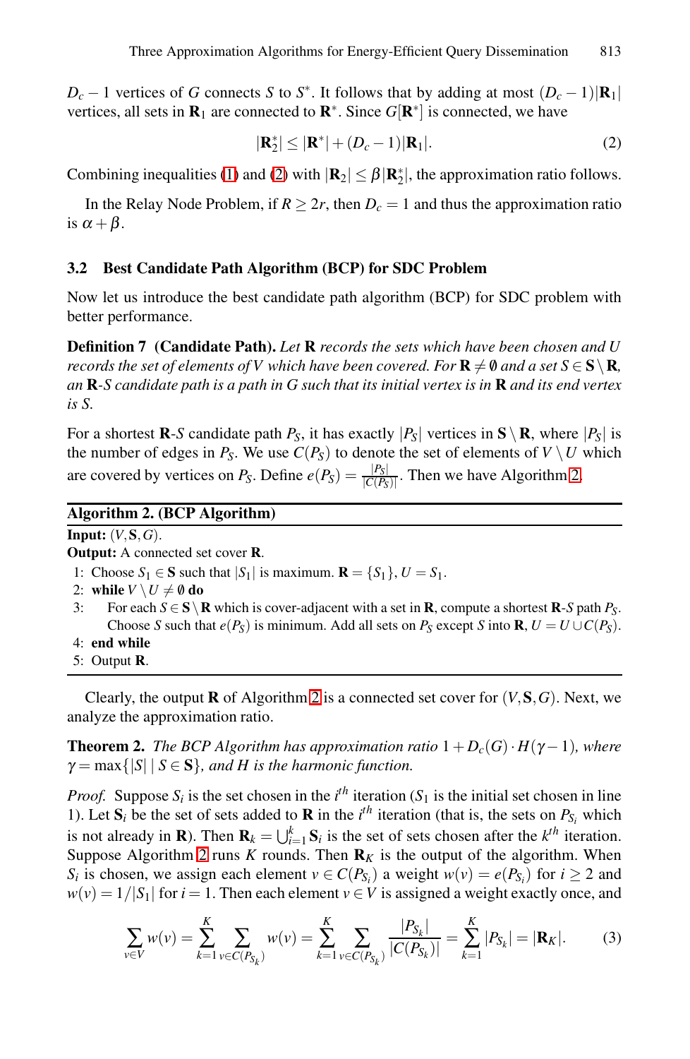$D_c - 1$ vertices of $G$ connects $S$ to $S^*$. It follows that by adding at most $(D_c - 1)|\mathbf{R}_1|$ vertices, all sets in $\mathbf{R}_1$ are connected to $\mathbf{R}^*$. Since $G[\mathbf{R}^*]$ is connected, we have

$$|\mathbf{R}_2^*| \leq |\mathbf{R}^*| + (D_c - 1)|\mathbf{R}_1|. \tag{2}$$

Combining inequalities (1) and (2) with $|\mathbf{R}_2| \leq \beta |\mathbf{R}_2^*|$, the approximation ratio follows.

In the Relay Node Problem, if $R \geq 2r$, then $D_c = 1$ and thus the approximation ratio is $\alpha + \beta$.

### 3.2 Best Candidate Path Algorithm (BCP) for SDC Problem

Now let us introduce the best candidate path algorithm (BCP) for SDC problem with better performance.

**Definition 7 (Candidate Path).** *Let $\mathbf{R}$ records the sets which have been chosen and $U$ records the set of elements of $V$ which have been covered. For $\mathbf{R} \neq \emptyset$ and a set $S \in \mathbf{S} \setminus \mathbf{R}$, an $\mathbf{R}$-$S$ candidate path is a path in $G$ such that its initial vertex is in $\mathbf{R}$ and its end vertex is $S$.*

For a shortest $\mathbf{R}$-$S$ candidate path $P_S$, it has exactly $|P_S|$ vertices in $\mathbf{S} \setminus \mathbf{R}$, where $|P_S|$ is the number of edges in $P_S$. We use $C(P_S)$ to denote the set of elements of $V \setminus U$ which are covered by vertices on $P_S$. Define $e(P_S) = \frac{|P_S|}{|C(P_S)|}$. Then we have Algorithm 2.

**Algorithm 2. (BCP Algorithm)**

**Input:** $(V, \mathbf{S}, G)$.
**Output:** A connected set cover $\mathbf{R}$.

1: Choose $S_1 \in \mathbf{S}$ such that $|S_1|$ is maximum. $\mathbf{R} = \{S_1\}$, $U = S_1$.
2: **while** $V \setminus U \neq \emptyset$ **do**
3: For each $S \in \mathbf{S} \setminus \mathbf{R}$ which is cover-adjacent with a set in $\mathbf{R}$, compute a shortest $\mathbf{R}$-$S$ path $P_S$. Choose $S$ such that $e(P_S)$ is minimum. Add all sets on $P_S$ except $S$ into $\mathbf{R}$, $U = U \cup C(P_S)$.
4: **end while**
5: Output $\mathbf{R}$.

Clearly, the output $\mathbf{R}$ of Algorithm 2 is a connected set cover for $(V, \mathbf{S}, G)$. Next, we analyze the approximation ratio.

**Theorem 2.** *The BCP Algorithm has approximation ratio $1 + D_c(G) \cdot H(\gamma - 1)$, where $\gamma = \max\{|S| \mid S \in \mathbf{S}\}$, and $H$ is the harmonic function.*

*Proof.* Suppose $S_i$ is the set chosen in the $i^{th}$ iteration ($S_1$ is the initial set chosen in line 1). Let $\mathbf{S}_i$ be the set of sets added to $\mathbf{R}$ in the $i^{th}$ iteration (that is, the sets on $P_{S_i}$ which is not already in $\mathbf{R}$). Then $\mathbf{R}_k = \bigcup_{i=1}^{k} \mathbf{S}_i$ is the set of sets chosen after the $k^{th}$ iteration. Suppose Algorithm 2 runs $K$ rounds. Then $\mathbf{R}_K$ is the output of the algorithm. When $S_i$ is chosen, we assign each element $v \in C(P_{S_i})$ a weight $w(v) = e(P_{S_i})$ for $i \geq 2$ and $w(v) = 1/|S_1|$ for $i = 1$. Then each element $v \in V$ is assigned a weight exactly once, and

$$\sum_{v \in V} w(v) = \sum_{k=1}^{K} \sum_{v \in C(P_{S_k})} w(v) = \sum_{k=1}^{K} \sum_{v \in C(P_{S_k})} \frac{|P_{S_k}|}{|C(P_{S_k})|} = \sum_{k=1}^{K} |P_{S_k}| = |\mathbf{R}_K|. \tag{3}$$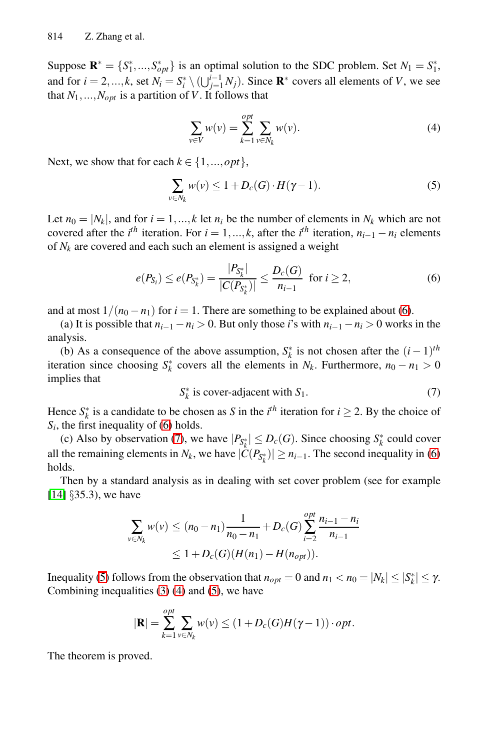Suppose $\mathbf{R}^* = \{S_1^*, \ldots, S_{opt}^*\}$ is an optimal solution to the SDC problem. Set $N_1 = S_1^*$, and for $i = 2, \ldots, k$, set $N_i = S_i^* \setminus (\bigcup_{j=1}^{i-1} N_j)$. Since $\mathbf{R}^*$ covers all elements of $V$, we see that $N_1, \ldots, N_{opt}$ is a partition of $V$. It follows that

$$\sum_{v \in V} w(v) = \sum_{k=1}^{opt} \sum_{v \in N_k} w(v). \tag{4}$$

Next, we show that for each $k \in \{1, \ldots, opt\}$,

$$\sum_{v \in N_k} w(v) \le 1 + D_c(G) \cdot H(\gamma - 1). \tag{5}$$

Let $n_0 = |N_k|$, and for $i = 1, \ldots, k$ let $n_i$ be the number of elements in $N_k$ which are not covered after the $i^{th}$ iteration. For $i = 1, \ldots, k$, after the $i^{th}$ iteration, $n_{i-1} - n_i$ elements of $N_k$ are covered and each such an element is assigned a weight

$$e(P_{S_i}) \le e(P_{S_k^*}) = \frac{|P_{S_k^*}|}{|C(P_{S_k^*})|} \le \frac{D_c(G)}{n_{i-1}} \quad \text{for } i \ge 2, \tag{6}$$

and at most $1/(n_0 - n_1)$ for $i = 1$. There are something to be explained about (6).

(a) It is possible that $n_{i-1} - n_i > 0$. But only those $i$'s with $n_{i-1} - n_i > 0$ works in the analysis.

(b) As a consequence of the above assumption, $S_k^*$ is not chosen after the $(i-1)^{th}$ iteration since choosing $S_k^*$ covers all the elements in $N_k$. Furthermore, $n_0 - n_1 > 0$ implies that

$$S_k^* \text{ is cover-adjacent with } S_1. \tag{7}$$

Hence $S_k^*$ is a candidate to be chosen as $S$ in the $i^{th}$ iteration for $i \ge 2$. By the choice of $S_i$, the first inequality of (6) holds.

(c) Also by observation (7), we have $|P_{S_k^*}| \le D_c(G)$. Since choosing $S_k^*$ could cover all the remaining elements in $N_k$, we have $|C(P_{S_k^*})| \ge n_{i-1}$. The second inequality in (6) holds.

Then by a standard analysis as in dealing with set cover problem (see for example [14] §35.3), we have

$$\begin{aligned}
\sum_{v \in N_k} w(v) &\le (n_0 - n_1) \frac{1}{n_0 - n_1} + D_c(G) \sum_{i=2}^{opt} \frac{n_{i-1} - n_i}{n_{i-1}} \\
&\le 1 + D_c(G)(H(n_1) - H(n_{opt})).
\end{aligned}$$

Inequality (5) follows from the observation that $n_{opt} = 0$ and $n_1 < n_0 = |N_k| \le |S_k^*| \le \gamma$. Combining inequalities (3) (4) and (5), we have

$$|\mathbf{R}| = \sum_{k=1}^{opt} \sum_{v \in N_k} w(v) \le (1 + D_c(G) H(\gamma - 1)) \cdot opt.$$

The theorem is proved.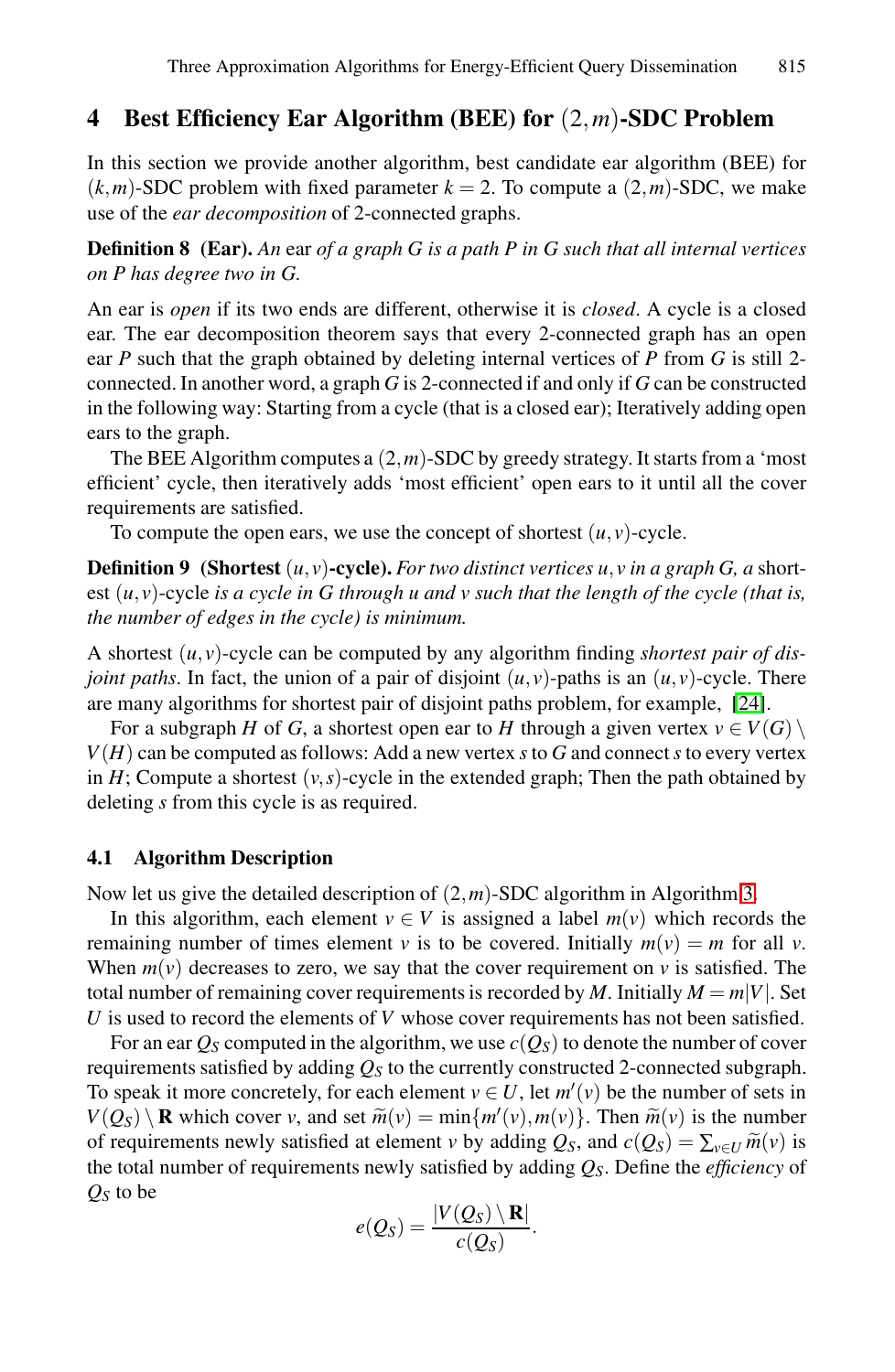## 4 Best Efficiency Ear Algorithm (BEE) for $(2,m)$-SDC Problem

In this section we provide another algorithm, best candidate ear algorithm (BEE) for $(k,m)$-SDC problem with fixed parameter $k=2$. To compute a $(2,m)$-SDC, we make use of the *ear decomposition* of 2-connected graphs.

**Definition 8 (Ear).** *An* ear *of a graph $G$ is a path $P$ in $G$ such that all internal vertices on $P$ has degree two in $G$.*

An ear is *open* if its two ends are different, otherwise it is *closed*. A cycle is a closed ear. The ear decomposition theorem says that every 2-connected graph has an open ear $P$ such that the graph obtained by deleting internal vertices of $P$ from $G$ is still 2-connected. In another word, a graph $G$ is 2-connected if and only if $G$ can be constructed in the following way: Starting from a cycle (that is a closed ear); Iteratively adding open ears to the graph.

The BEE Algorithm computes a $(2,m)$-SDC by greedy strategy. It starts from a 'most efficient' cycle, then iteratively adds 'most efficient' open ears to it until all the cover requirements are satisfied.

To compute the open ears, we use the concept of shortest $(u,v)$-cycle.

**Definition 9 (Shortest $(u,v)$-cycle).** *For two distinct vertices $u,v$ in a graph $G$, a* shortest $(u,v)$-cycle *is a cycle in $G$ through $u$ and $v$ such that the length of the cycle (that is, the number of edges in the cycle) is minimum.*

A shortest $(u,v)$-cycle can be computed by any algorithm finding *shortest pair of disjoint paths*. In fact, the union of a pair of disjoint $(u,v)$-paths is an $(u,v)$-cycle. There are many algorithms for shortest pair of disjoint paths problem, for example, [24].

For a subgraph $H$ of $G$, a shortest open ear to $H$ through a given vertex $v \in V(G) \setminus V(H)$ can be computed as follows: Add a new vertex $s$ to $G$ and connect $s$ to every vertex in $H$; Compute a shortest $(v,s)$-cycle in the extended graph; Then the path obtained by deleting $s$ from this cycle is as required.

### 4.1 Algorithm Description

Now let us give the detailed description of $(2,m)$-SDC algorithm in Algorithm 3.

In this algorithm, each element $v \in V$ is assigned a label $m(v)$ which records the remaining number of times element $v$ is to be covered. Initially $m(v) = m$ for all $v$. When $m(v)$ decreases to zero, we say that the cover requirement on $v$ is satisfied. The total number of remaining cover requirements is recorded by $M$. Initially $M = m|V|$. Set $U$ is used to record the elements of $V$ whose cover requirements has not been satisfied.

For an ear $Q_S$ computed in the algorithm, we use $c(Q_S)$ to denote the number of cover requirements satisfied by adding $Q_S$ to the currently constructed 2-connected subgraph. To speak it more concretely, for each element $v \in U$, let $m'(v)$ be the number of sets in $V(Q_S) \setminus \mathbf{R}$ which cover $v$, and set $\widetilde{m}(v) = \min\{m'(v), m(v)\}$. Then $\widetilde{m}(v)$ is the number of requirements newly satisfied at element $v$ by adding $Q_S$, and $c(Q_S) = \sum_{v \in U} \widetilde{m}(v)$ is the total number of requirements newly satisfied by adding $Q_S$. Define the *efficiency* of $Q_S$ to be

$$e(Q_S) = \frac{|V(Q_S) \setminus \mathbf{R}|}{c(Q_S)}.$$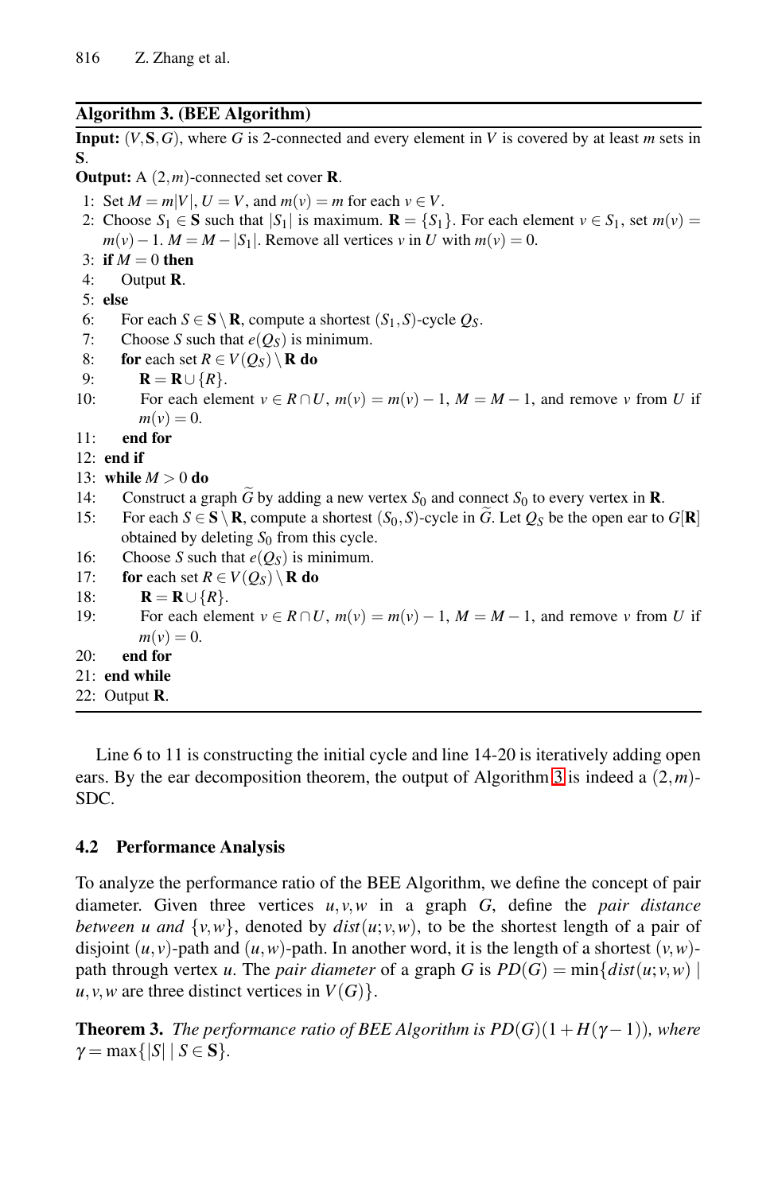**Algorithm 3. (BEE Algorithm)**

**Input:** $(V, \mathbf{S}, G)$, where $G$ is 2-connected and every element in $V$ is covered by at least $m$ sets in $\mathbf{S}$.

**Output:** A $(2,m)$-connected set cover $\mathbf{R}$.

```
1:  Set M = m|V|, U = V, and m(v) = m for each v ∈ V.
2:  Choose S_1 ∈ S such that |S_1| is maximum. R = {S_1}. For each element v ∈ S_1, set m(v) =
    m(v) − 1. M = M − |S_1|. Remove all vertices v in U with m(v) = 0.
3:  if M = 0 then
4:      Output R.
5:  else
6:      For each S ∈ S \ R, compute a shortest (S_1, S)-cycle Q_S.
7:      Choose S such that e(Q_S) is minimum.
8:      for each set R ∈ V(Q_S) \ R do
9:          R = R ∪ {R}.
10:         For each element v ∈ R ∩ U, m(v) = m(v) − 1, M = M − 1, and remove v from U if
            m(v) = 0.
11:     end for
12: end if
13: while M > 0 do
14:     Construct a graph G̃ by adding a new vertex S_0 and connect S_0 to every vertex in R.
15:     For each S ∈ S \ R, compute a shortest (S_0, S)-cycle in G̃. Let Q_S be the open ear to G[R]
        obtained by deleting S_0 from this cycle.
16:     Choose S such that e(Q_S) is minimum.
17:     for each set R ∈ V(Q_S) \ R do
18:         R = R ∪ {R}.
19:         For each element v ∈ R ∩ U, m(v) = m(v) − 1, M = M − 1, and remove v from U if
            m(v) = 0.
20:     end for
21: end while
22: Output R.
```

Line 6 to 11 is constructing the initial cycle and line 14-20 is iteratively adding open ears. By the ear decomposition theorem, the output of Algorithm 3 is indeed a $(2,m)$-SDC.

### 4.2 Performance Analysis

To analyze the performance ratio of the BEE Algorithm, we define the concept of pair diameter. Given three vertices $u, v, w$ in a graph $G$, define the *pair distance between $u$ and $\{v,w\}$*, denoted by $dist(u;v,w)$, to be the shortest length of a pair of disjoint $(u,v)$-path and $(u,w)$-path. In another word, it is the length of a shortest $(v,w)$-path through vertex $u$. The *pair diameter* of a graph $G$ is $PD(G) = \min\{dist(u;v,w) \mid u,v,w \text{ are three distinct vertices in } V(G)\}$.

**Theorem 3.** *The performance ratio of BEE Algorithm is $PD(G)(1 + H(\gamma - 1))$, where $\gamma = \max\{|S| \mid S \in \mathbf{S}\}$.*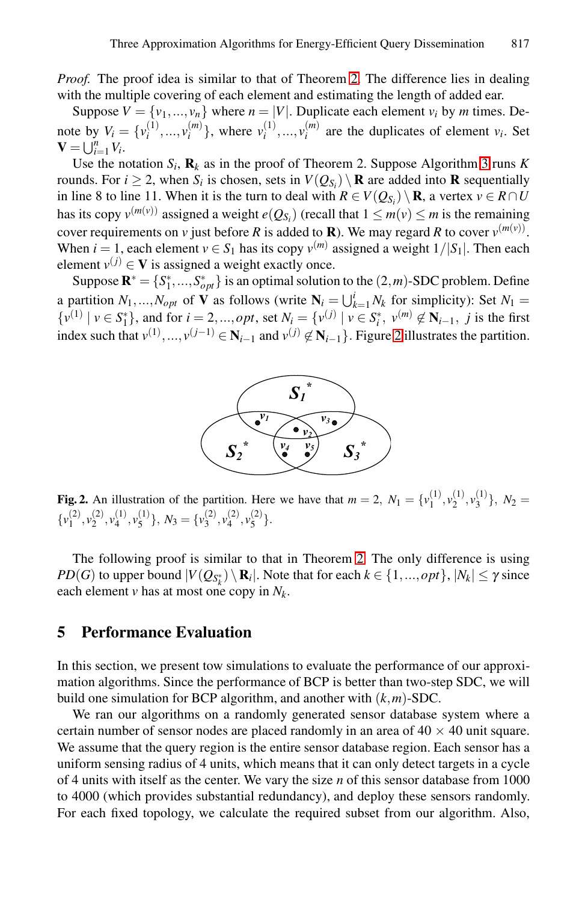*Proof.* The proof idea is similar to that of Theorem 2. The difference lies in dealing with the multiple covering of each element and estimating the length of added ear.

Suppose $V = \{v_1, ..., v_n\}$ where $n = |V|$. Duplicate each element $v_i$ by $m$ times. Denote by $V_i = \{v_i^{(1)}, ..., v_i^{(m)}\}$, where $v_i^{(1)}, ..., v_i^{(m)}$ are the duplicates of element $v_i$. Set $\mathbf{V} = \bigcup_{i=1}^{n} V_i$.

Use the notation $S_i$, $\mathbf{R}_k$ as in the proof of Theorem 2. Suppose Algorithm 3 runs $K$ rounds. For $i \geq 2$, when $S_i$ is chosen, sets in $V(Q_{S_i}) \setminus \mathbf{R}$ are added into $\mathbf{R}$ sequentially in line 8 to line 11. When it is the turn to deal with $R \in V(Q_{S_i}) \setminus \mathbf{R}$, a vertex $v \in R \cap U$ has its copy $v^{(m(v))}$ assigned a weight $e(Q_{S_i})$ (recall that $1 \leq m(v) \leq m$ is the remaining cover requirements on $v$ just before $R$ is added to $\mathbf{R}$). We may regard $R$ to cover $v^{(m(v))}$. When $i = 1$, each element $v \in S_1$ has its copy $v^{(m)}$ assigned a weight $1/|S_1|$. Then each element $v^{(j)} \in \mathbf{V}$ is assigned a weight exactly once.

Suppose $\mathbf{R}^* = \{S_1^*, ..., S_{opt}^*\}$ is an optimal solution to the $(2,m)$-SDC problem. Define a partition $N_1, ..., N_{opt}$ of $\mathbf{V}$ as follows (write $\mathbf{N}_i = \bigcup_{k=1}^{i} N_k$ for simplicity): Set $N_1 = \{v^{(1)} \mid v \in S_1^*\}$, and for $i = 2, ..., opt$, set $N_i = \{v^{(j)} \mid v \in S_i^*,\ v^{(m)} \notin \mathbf{N}_{i-1},\ j$ is the first index such that $v^{(1)}, ..., v^{(j-1)} \in \mathbf{N}_{i-1}$ and $v^{(j)} \notin \mathbf{N}_{i-1}\}$. Figure 2 illustrates the partition.

**Fig. 2.** An illustration of the partition. Here we have that $m = 2$, $N_1 = \{v_1^{(1)}, v_2^{(1)}, v_3^{(1)}\}$, $N_2 = \{v_1^{(2)}, v_2^{(2)}, v_4^{(1)}, v_5^{(1)}\}$, $N_3 = \{v_3^{(2)}, v_4^{(2)}, v_5^{(2)}\}$.

The following proof is similar to that in Theorem 2. The only difference is using $PD(G)$ to upper bound $|V(Q_{S_k^*}) \setminus \mathbf{R}_i|$. Note that for each $k \in \{1, ..., opt\}$, $|N_k| \leq \gamma$ since each element $v$ has at most one copy in $N_k$.

## 5 Performance Evaluation

In this section, we present tow simulations to evaluate the performance of our approximation algorithms. Since the performance of BCP is better than two-step SDC, we will build one simulation for BCP algorithm, and another with $(k,m)$-SDC.

We ran our algorithms on a randomly generated sensor database system where a certain number of sensor nodes are placed randomly in an area of $40 \times 40$ unit square. We assume that the query region is the entire sensor database region. Each sensor has a uniform sensing radius of 4 units, which means that it can only detect targets in a cycle of 4 units with itself as the center. We vary the size $n$ of this sensor database from 1000 to 4000 (which provides substantial redundancy), and deploy these sensors randomly. For each fixed topology, we calculate the required subset from our algorithm. Also,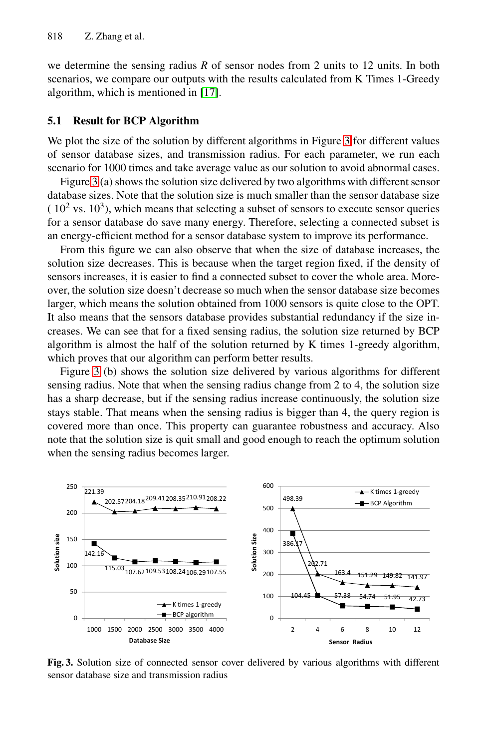we determine the sensing radius $R$ of sensor nodes from 2 units to 12 units. In both scenarios, we compare our outputs with the results calculated from K Times 1-Greedy algorithm, which is mentioned in [17].

### 5.1 Result for BCP Algorithm

We plot the size of the solution by different algorithms in Figure 3 for different values of sensor database sizes, and transmission radius. For each parameter, we run each scenario for 1000 times and take average value as our solution to avoid abnormal cases.

Figure 3 (a) shows the solution size delivered by two algorithms with different sensor database sizes. Note that the solution size is much smaller than the sensor database size ( $10^2$ vs. $10^3$), which means that selecting a subset of sensors to execute sensor queries for a sensor database do save many energy. Therefore, selecting a connected subset is an energy-efficient method for a sensor database system to improve its performance.

From this figure we can also observe that when the size of database increases, the solution size decreases. This is because when the target region fixed, if the density of sensors increases, it is easier to find a connected subset to cover the whole area. Moreover, the solution size doesn't decrease so much when the sensor database size becomes larger, which means the solution obtained from 1000 sensors is quite close to the OPT. It also means that the sensors database provides substantial redundancy if the size increases. We can see that for a fixed sensing radius, the solution size returned by BCP algorithm is almost the half of the solution returned by K times 1-greedy algorithm, which proves that our algorithm can perform better results.

Figure 3 (b) shows the solution size delivered by various algorithms for different sensing radius. Note that when the sensing radius change from 2 to 4, the solution size has a sharp decrease, but if the sensing radius increase continuously, the solution size stays stable. That means when the sensing radius is bigger than 4, the query region is covered more than once. This property can guarantee robustness and accuracy. Also note that the solution size is quit small and good enough to reach the optimum solution when the sensing radius becomes larger.

**Fig. 3.** Solution size of connected sensor cover delivered by various algorithms with different sensor database size and transmission radius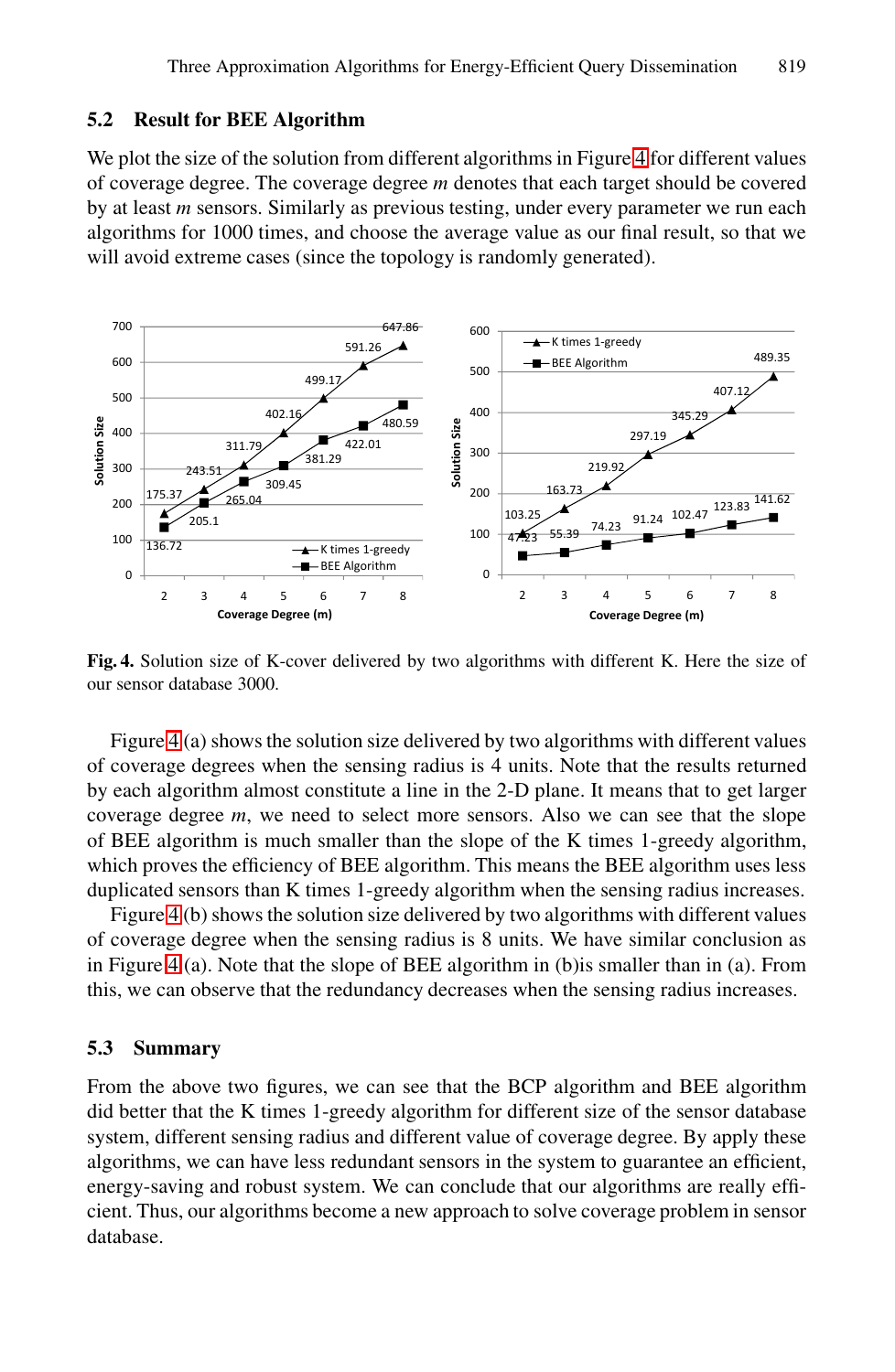## 5.2 Result for BEE Algorithm

We plot the size of the solution from different algorithms in Figure 4 for different values of coverage degree. The coverage degree $m$ denotes that each target should be covered by at least $m$ sensors. Similarly as previous testing, under every parameter we run each algorithms for 1000 times, and choose the average value as our final result, so that we will avoid extreme cases (since the topology is randomly generated).

**Fig. 4.** Solution size of K-cover delivered by two algorithms with different K. Here the size of our sensor database 3000.

Figure 4 (a) shows the solution size delivered by two algorithms with different values of coverage degrees when the sensing radius is 4 units. Note that the results returned by each algorithm almost constitute a line in the 2-D plane. It means that to get larger coverage degree $m$, we need to select more sensors. Also we can see that the slope of BEE algorithm is much smaller than the slope of the K times 1-greedy algorithm, which proves the efficiency of BEE algorithm. This means the BEE algorithm uses less duplicated sensors than K times 1-greedy algorithm when the sensing radius increases.

Figure 4 (b) shows the solution size delivered by two algorithms with different values of coverage degree when the sensing radius is 8 units. We have similar conclusion as in Figure 4 (a). Note that the slope of BEE algorithm in (b)is smaller than in (a). From this, we can observe that the redundancy decreases when the sensing radius increases.

## 5.3 Summary

From the above two figures, we can see that the BCP algorithm and BEE algorithm did better that the K times 1-greedy algorithm for different size of the sensor database system, different sensing radius and different value of coverage degree. By apply these algorithms, we can have less redundant sensors in the system to guarantee an efficient, energy-saving and robust system. We can conclude that our algorithms are really efficient. Thus, our algorithms become a new approach to solve coverage problem in sensor database.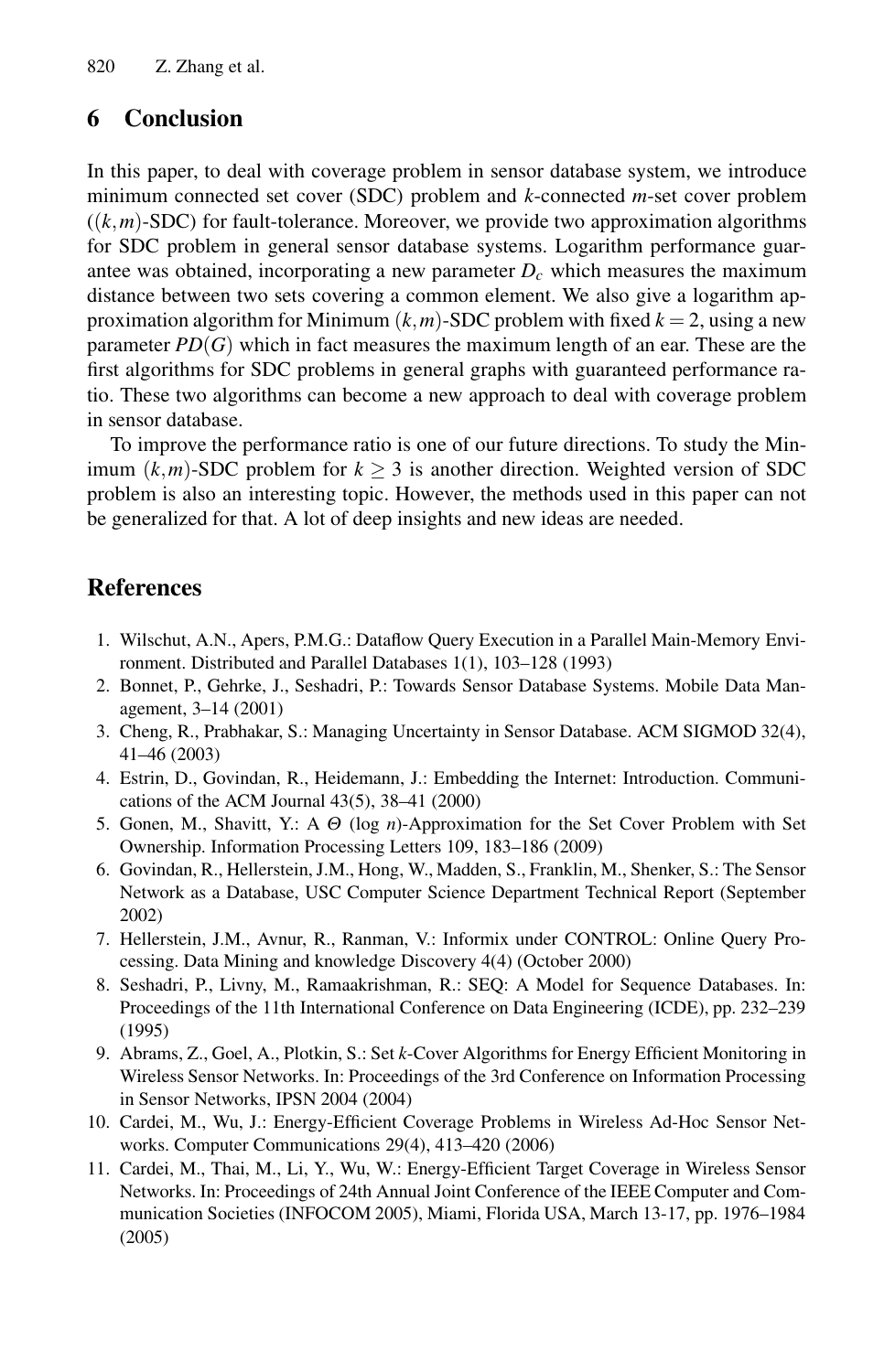## 6 Conclusion

In this paper, to deal with coverage problem in sensor database system, we introduce minimum connected set cover (SDC) problem and $k$-connected $m$-set cover problem ($(k,m)$-SDC) for fault-tolerance. Moreover, we provide two approximation algorithms for SDC problem in general sensor database systems. Logarithm performance guarantee was obtained, incorporating a new parameter $D_c$ which measures the maximum distance between two sets covering a common element. We also give a logarithm approximation algorithm for Minimum $(k,m)$-SDC problem with fixed $k = 2$, using a new parameter $PD(G)$ which in fact measures the maximum length of an ear. These are the first algorithms for SDC problems in general graphs with guaranteed performance ratio. These two algorithms can become a new approach to deal with coverage problem in sensor database.

To improve the performance ratio is one of our future directions. To study the Minimum $(k,m)$-SDC problem for $k \geq 3$ is another direction. Weighted version of SDC problem is also an interesting topic. However, the methods used in this paper can not be generalized for that. A lot of deep insights and new ideas are needed.

## References

1. Wilschut, A.N., Apers, P.M.G.: Dataflow Query Execution in a Parallel Main-Memory Environment. Distributed and Parallel Databases 1(1), 103–128 (1993)
2. Bonnet, P., Gehrke, J., Seshadri, P.: Towards Sensor Database Systems. Mobile Data Management, 3–14 (2001)
3. Cheng, R., Prabhakar, S.: Managing Uncertainty in Sensor Database. ACM SIGMOD 32(4), 41–46 (2003)
4. Estrin, D., Govindan, R., Heidemann, J.: Embedding the Internet: Introduction. Communications of the ACM Journal 43(5), 38–41 (2000)
5. Gonen, M., Shavitt, Y.: A $\Theta$ (log $n$)-Approximation for the Set Cover Problem with Set Ownership. Information Processing Letters 109, 183–186 (2009)
6. Govindan, R., Hellerstein, J.M., Hong, W., Madden, S., Franklin, M., Shenker, S.: The Sensor Network as a Database, USC Computer Science Department Technical Report (September 2002)
7. Hellerstein, J.M., Avnur, R., Ranman, V.: Informix under CONTROL: Online Query Processing. Data Mining and knowledge Discovery 4(4) (October 2000)
8. Seshadri, P., Livny, M., Ramaakrishman, R.: SEQ: A Model for Sequence Databases. In: Proceedings of the 11th International Conference on Data Engineering (ICDE), pp. 232–239 (1995)
9. Abrams, Z., Goel, A., Plotkin, S.: Set $k$-Cover Algorithms for Energy Efficient Monitoring in Wireless Sensor Networks. In: Proceedings of the 3rd Conference on Information Processing in Sensor Networks, IPSN 2004 (2004)
10. Cardei, M., Wu, J.: Energy-Efficient Coverage Problems in Wireless Ad-Hoc Sensor Networks. Computer Communications 29(4), 413–420 (2006)
11. Cardei, M., Thai, M., Li, Y., Wu, W.: Energy-Efficient Target Coverage in Wireless Sensor Networks. In: Proceedings of 24th Annual Joint Conference of the IEEE Computer and Communication Societies (INFOCOM 2005), Miami, Florida USA, March 13-17, pp. 1976–1984 (2005)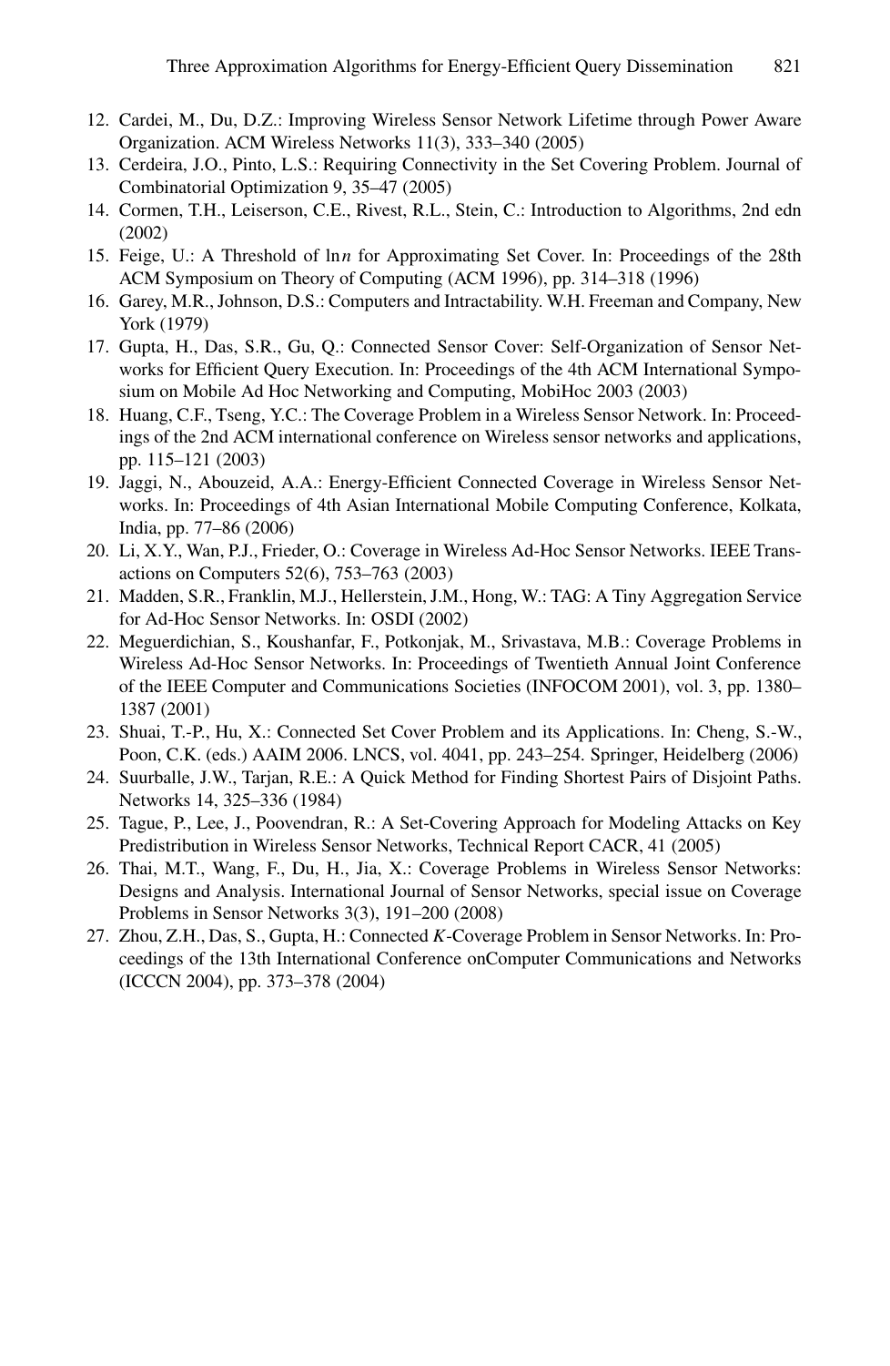12. Cardei, M., Du, D.Z.: Improving Wireless Sensor Network Lifetime through Power Aware Organization. ACM Wireless Networks 11(3), 333–340 (2005)
13. Cerdeira, J.O., Pinto, L.S.: Requiring Connectivity in the Set Covering Problem. Journal of Combinatorial Optimization 9, 35–47 (2005)
14. Cormen, T.H., Leiserson, C.E., Rivest, R.L., Stein, C.: Introduction to Algorithms, 2nd edn (2002)
15. Feige, U.: A Threshold of $\ln n$ for Approximating Set Cover. In: Proceedings of the 28th ACM Symposium on Theory of Computing (ACM 1996), pp. 314–318 (1996)
16. Garey, M.R., Johnson, D.S.: Computers and Intractability. W.H. Freeman and Company, New York (1979)
17. Gupta, H., Das, S.R., Gu, Q.: Connected Sensor Cover: Self-Organization of Sensor Networks for Efficient Query Execution. In: Proceedings of the 4th ACM International Symposium on Mobile Ad Hoc Networking and Computing, MobiHoc 2003 (2003)
18. Huang, C.F., Tseng, Y.C.: The Coverage Problem in a Wireless Sensor Network. In: Proceedings of the 2nd ACM international conference on Wireless sensor networks and applications, pp. 115–121 (2003)
19. Jaggi, N., Abouzeid, A.A.: Energy-Efficient Connected Coverage in Wireless Sensor Networks. In: Proceedings of 4th Asian International Mobile Computing Conference, Kolkata, India, pp. 77–86 (2006)
20. Li, X.Y., Wan, P.J., Frieder, O.: Coverage in Wireless Ad-Hoc Sensor Networks. IEEE Transactions on Computers 52(6), 753–763 (2003)
21. Madden, S.R., Franklin, M.J., Hellerstein, J.M., Hong, W.: TAG: A Tiny Aggregation Service for Ad-Hoc Sensor Networks. In: OSDI (2002)
22. Meguerdichian, S., Koushanfar, F., Potkonjak, M., Srivastava, M.B.: Coverage Problems in Wireless Ad-Hoc Sensor Networks. In: Proceedings of Twentieth Annual Joint Conference of the IEEE Computer and Communications Societies (INFOCOM 2001), vol. 3, pp. 1380–1387 (2001)
23. Shuai, T.-P., Hu, X.: Connected Set Cover Problem and its Applications. In: Cheng, S.-W., Poon, C.K. (eds.) AAIM 2006. LNCS, vol. 4041, pp. 243–254. Springer, Heidelberg (2006)
24. Suurballe, J.W., Tarjan, R.E.: A Quick Method for Finding Shortest Pairs of Disjoint Paths. Networks 14, 325–336 (1984)
25. Tague, P., Lee, J., Poovendran, R.: A Set-Covering Approach for Modeling Attacks on Key Predistribution in Wireless Sensor Networks, Technical Report CACR, 41 (2005)
26. Thai, M.T., Wang, F., Du, H., Jia, X.: Coverage Problems in Wireless Sensor Networks: Designs and Analysis. International Journal of Sensor Networks, special issue on Coverage Problems in Sensor Networks 3(3), 191–200 (2008)
27. Zhou, Z.H., Das, S., Gupta, H.: Connected *K*-Coverage Problem in Sensor Networks. In: Proceedings of the 13th International Conference onComputer Communications and Networks (ICCCN 2004), pp. 373–378 (2004)